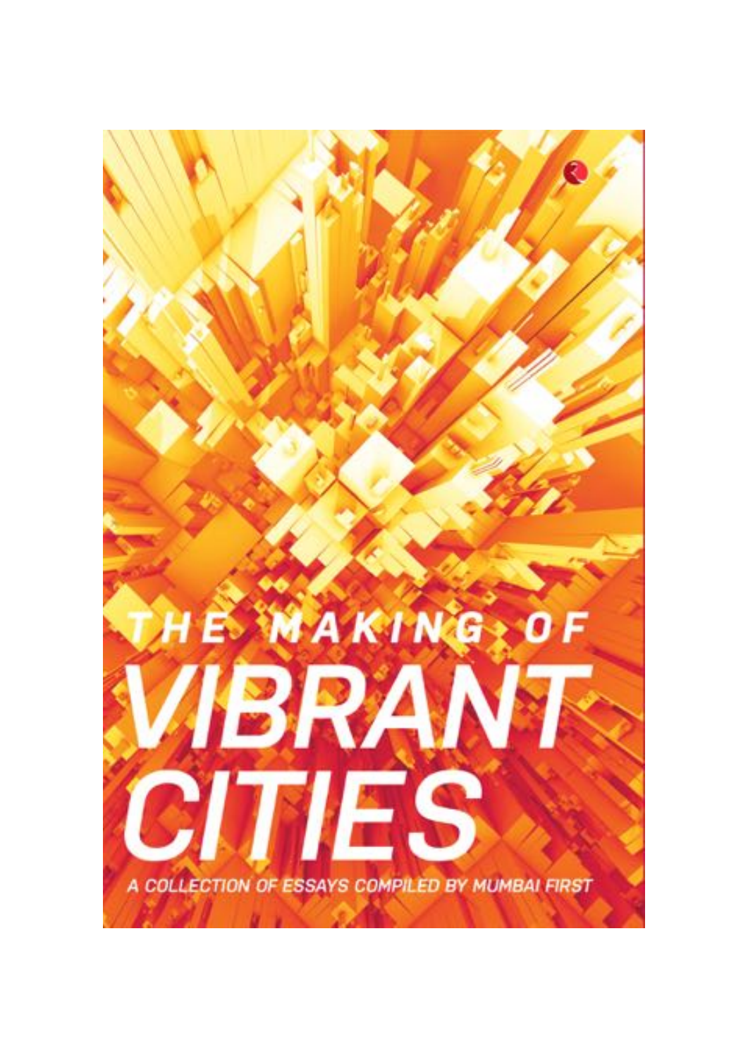# THE MAKING OF VIBRANT CITIES

A COLLECTION OF ESSAYS COMPILED BY MUMBAI FIRST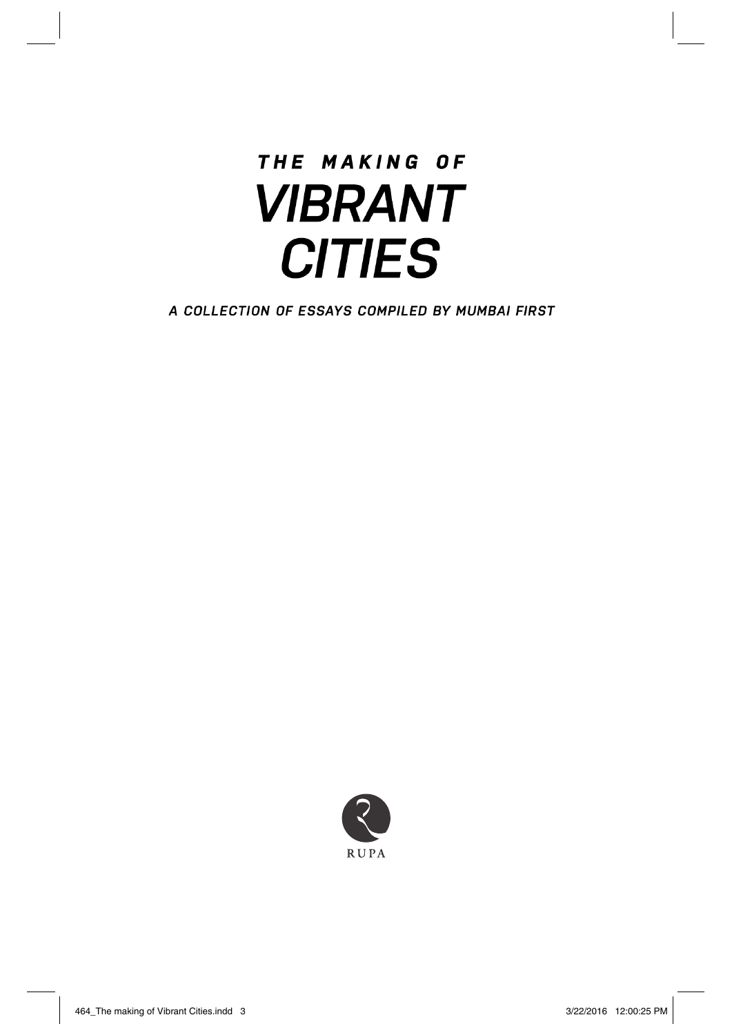# THE MAKING OF VIBRANT CITIES

*A COLLECTION OF ESSAYS COMPILED BY MUMBAI FIRST*

RUPA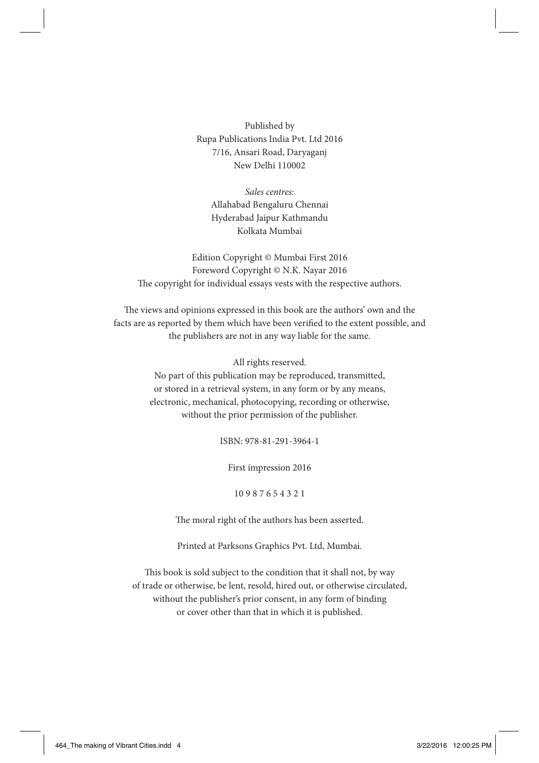Published by
Rupa Publications India Pvt. Ltd 2016
7/16, Ansari Road, Daryaganj
New Delhi 110002

*Sales centres:*
Allahabad Bengaluru Chennai
Hyderabad Jaipur Kathmandu
Kolkata Mumbai

Edition Copyright © Mumbai First 2016
Foreword Copyright © N.K. Nayar 2016
The copyright for individual essays vests with the respective authors.

The views and opinions expressed in this book are the authors' own and the facts are as reported by them which have been verified to the extent possible, and the publishers are not in any way liable for the same.

All rights reserved.
No part of this publication may be reproduced, transmitted, or stored in a retrieval system, in any form or by any means, electronic, mechanical, photocopying, recording or otherwise, without the prior permission of the publisher.

ISBN: 978-81-291-3964-1

First impression 2016

10 9 8 7 6 5 4 3 2 1

The moral right of the authors has been asserted.

Printed at Parksons Graphics Pvt. Ltd, Mumbai.

This book is sold subject to the condition that it shall not, by way of trade or otherwise, be lent, resold, hired out, or otherwise circulated, without the publisher's prior consent, in any form of binding or cover other than that in which it is published.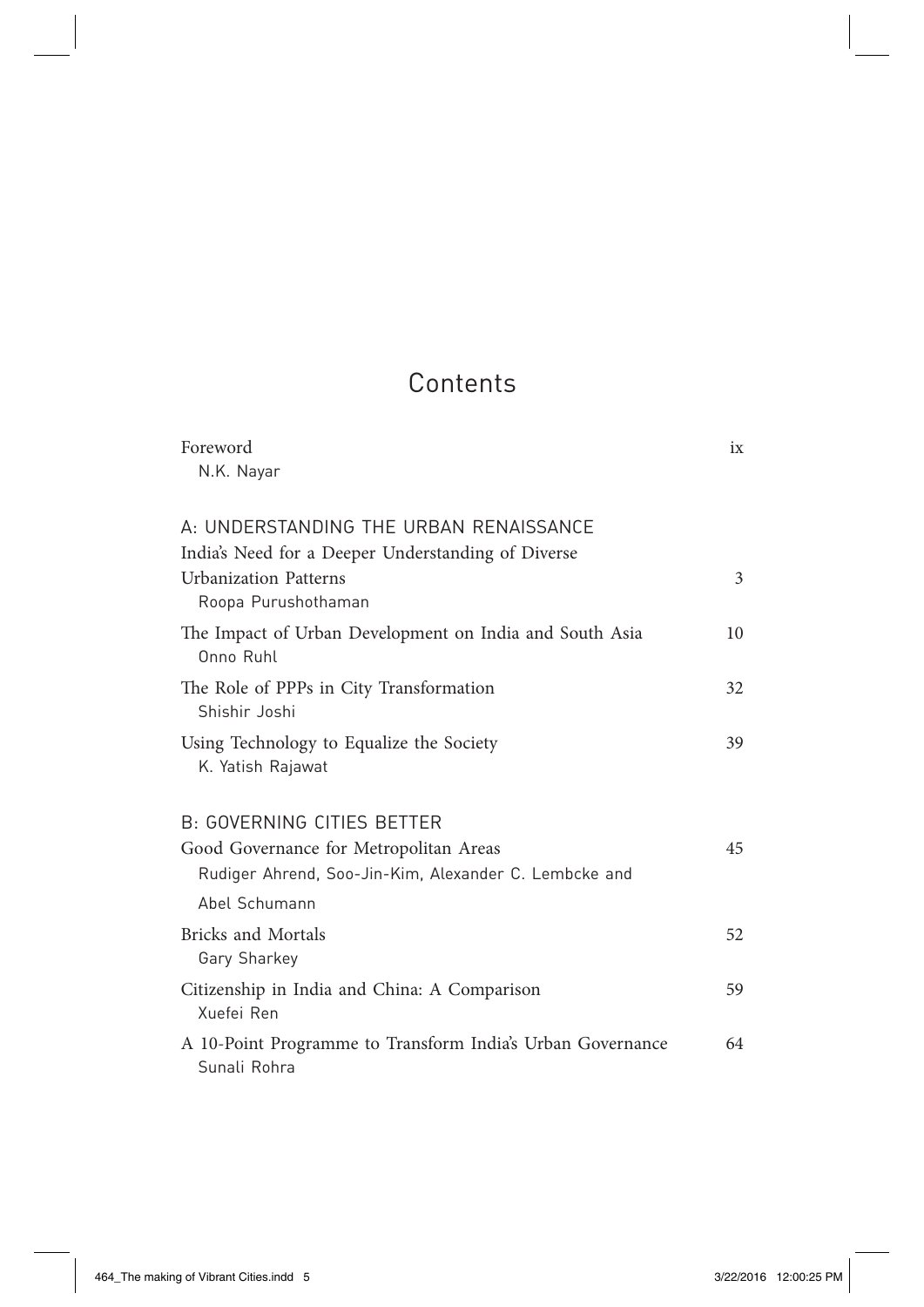# Contents

Foreword ix
N.K. Nayar

## A: UNDERSTANDING THE URBAN RENAISSANCE

India's Need for a Deeper Understanding of Diverse Urbanization Patterns 3
Roopa Purushothaman

The Impact of Urban Development on India and South Asia 10
Onno Ruhl

The Role of PPPs in City Transformation 32
Shishir Joshi

Using Technology to Equalize the Society 39
K. Yatish Rajawat

## B: GOVERNING CITIES BETTER

Good Governance for Metropolitan Areas 45
Rudiger Ahrend, Soo-Jin-Kim, Alexander C. Lembcke and Abel Schumann

Bricks and Mortals 52
Gary Sharkey

Citizenship in India and China: A Comparison 59
Xuefei Ren

A 10-Point Programme to Transform India's Urban Governance 64
Sunali Rohra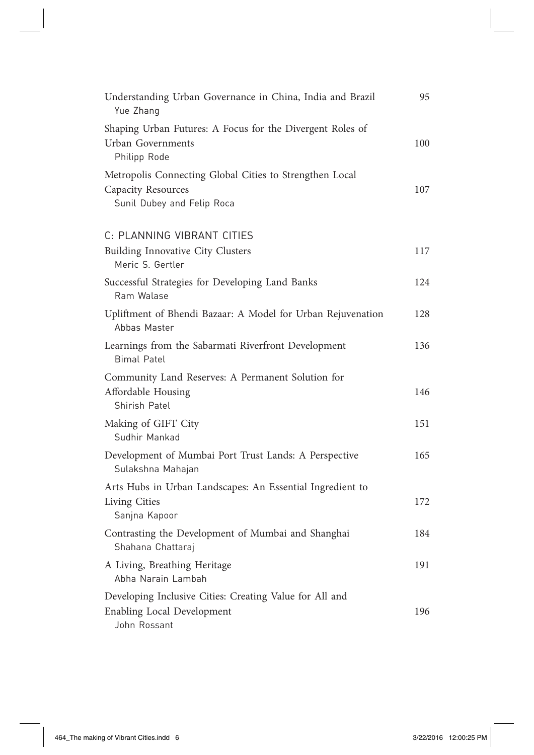| | |
|---|---|
| Understanding Urban Governance in China, India and Brazil<br>Yue Zhang | 95 |
| Shaping Urban Futures: A Focus for the Divergent Roles of Urban Governments<br>Philipp Rode | 100 |
| Metropolis Connecting Global Cities to Strengthen Local Capacity Resources<br>Sunil Dubey and Felip Roca | 107 |

## C: PLANNING VIBRANT CITIES

| | |
|---|---|
| Building Innovative City Clusters<br>Meric S. Gertler | 117 |
| Successful Strategies for Developing Land Banks<br>Ram Walase | 124 |
| Upliftment of Bhendi Bazaar: A Model for Urban Rejuvenation<br>Abbas Master | 128 |
| Learnings from the Sabarmati Riverfront Development<br>Bimal Patel | 136 |
| Community Land Reserves: A Permanent Solution for Affordable Housing<br>Shirish Patel | 146 |
| Making of GIFT City<br>Sudhir Mankad | 151 |
| Development of Mumbai Port Trust Lands: A Perspective<br>Sulakshna Mahajan | 165 |
| Arts Hubs in Urban Landscapes: An Essential Ingredient to Living Cities<br>Sanjna Kapoor | 172 |
| Contrasting the Development of Mumbai and Shanghai<br>Shahana Chattaraj | 184 |
| A Living, Breathing Heritage<br>Abha Narain Lambah | 191 |
| Developing Inclusive Cities: Creating Value for All and Enabling Local Development<br>John Rossant | 196 |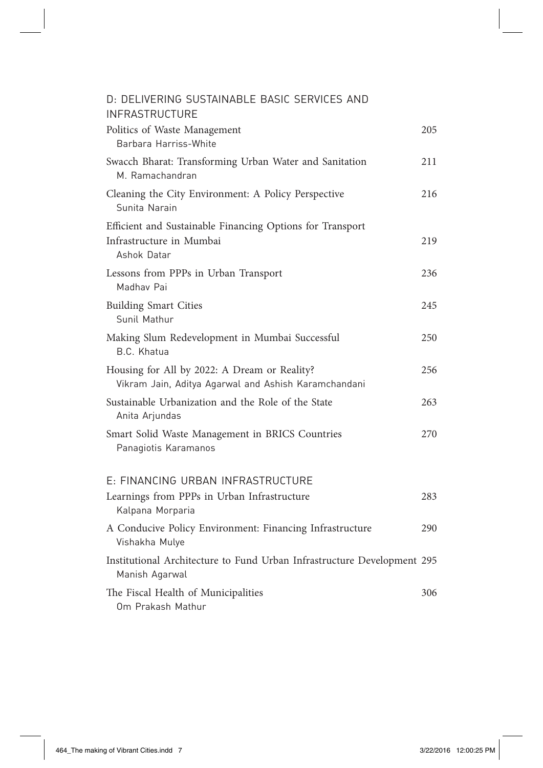## D: DELIVERING SUSTAINABLE BASIC SERVICES AND INFRASTRUCTURE

Politics of Waste Management — 205
Barbara Harriss-White

Swacch Bharat: Transforming Urban Water and Sanitation — 211
M. Ramachandran

Cleaning the City Environment: A Policy Perspective — 216
Sunita Narain

Efficient and Sustainable Financing Options for Transport Infrastructure in Mumbai — 219
Ashok Datar

Lessons from PPPs in Urban Transport — 236
Madhav Pai

Building Smart Cities — 245
Sunil Mathur

Making Slum Redevelopment in Mumbai Successful — 250
B.C. Khatua

Housing for All by 2022: A Dream or Reality? — 256
Vikram Jain, Aditya Agarwal and Ashish Karamchandani

Sustainable Urbanization and the Role of the State — 263
Anita Arjundas

Smart Solid Waste Management in BRICS Countries — 270
Panagiotis Karamanos

## E: FINANCING URBAN INFRASTRUCTURE

Learnings from PPPs in Urban Infrastructure — 283
Kalpana Morparia

A Conducive Policy Environment: Financing Infrastructure — 290
Vishakha Mulye

Institutional Architecture to Fund Urban Infrastructure Development — 295
Manish Agarwal

The Fiscal Health of Municipalities — 306
Om Prakash Mathur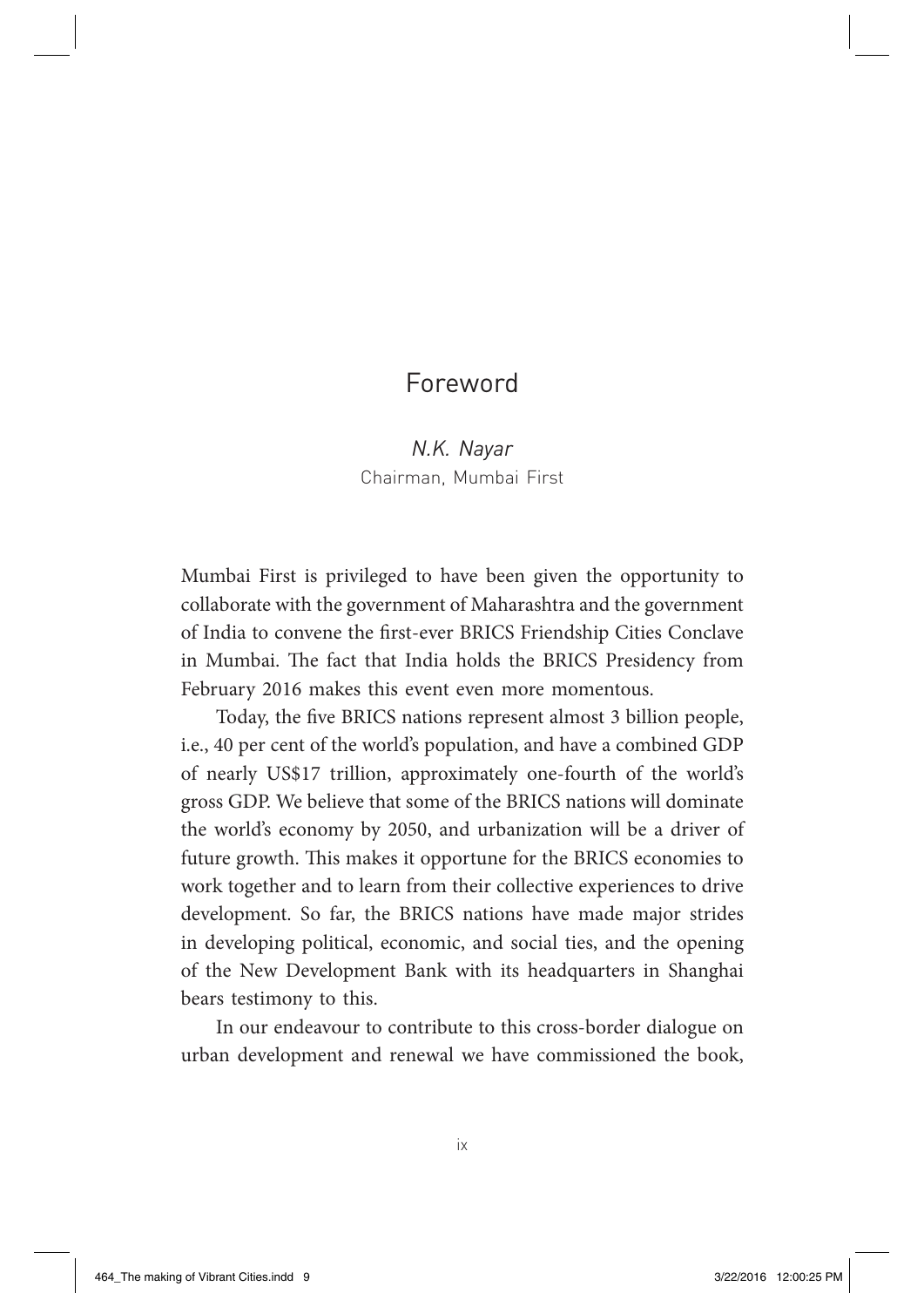# Foreword

*N.K. Nayar*
Chairman, Mumbai First

Mumbai First is privileged to have been given the opportunity to collaborate with the government of Maharashtra and the government of India to convene the first-ever BRICS Friendship Cities Conclave in Mumbai. The fact that India holds the BRICS Presidency from February 2016 makes this event even more momentous.

Today, the five BRICS nations represent almost 3 billion people, i.e., 40 per cent of the world's population, and have a combined GDP of nearly US$17 trillion, approximately one-fourth of the world's gross GDP. We believe that some of the BRICS nations will dominate the world's economy by 2050, and urbanization will be a driver of future growth. This makes it opportune for the BRICS economies to work together and to learn from their collective experiences to drive development. So far, the BRICS nations have made major strides in developing political, economic, and social ties, and the opening of the New Development Bank with its headquarters in Shanghai bears testimony to this.

In our endeavour to contribute to this cross-border dialogue on urban development and renewal we have commissioned the book,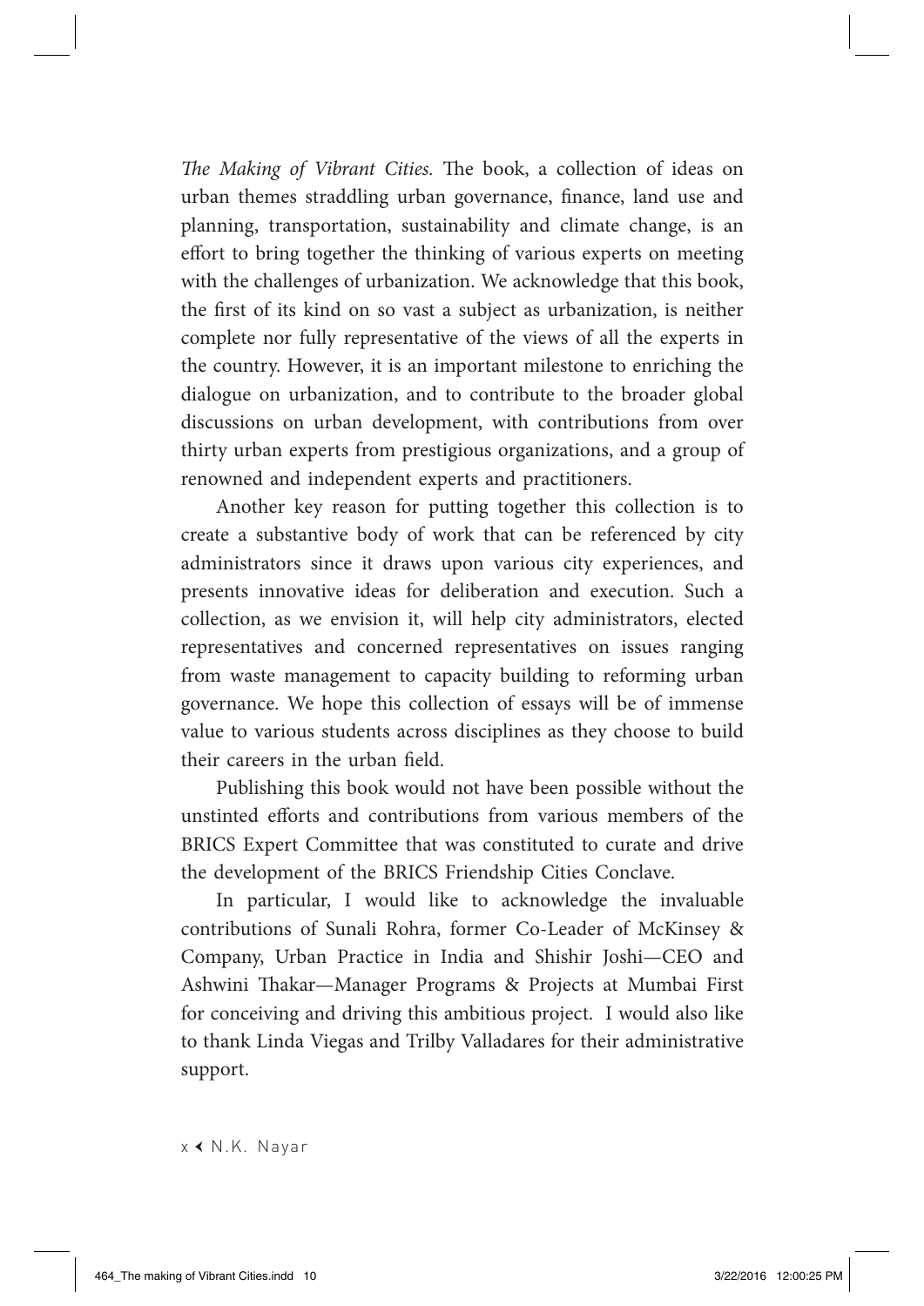*The Making of Vibrant Cities.* The book, a collection of ideas on urban themes straddling urban governance, finance, land use and planning, transportation, sustainability and climate change, is an effort to bring together the thinking of various experts on meeting with the challenges of urbanization. We acknowledge that this book, the first of its kind on so vast a subject as urbanization, is neither complete nor fully representative of the views of all the experts in the country. However, it is an important milestone to enriching the dialogue on urbanization, and to contribute to the broader global discussions on urban development, with contributions from over thirty urban experts from prestigious organizations, and a group of renowned and independent experts and practitioners.

Another key reason for putting together this collection is to create a substantive body of work that can be referenced by city administrators since it draws upon various city experiences, and presents innovative ideas for deliberation and execution. Such a collection, as we envision it, will help city administrators, elected representatives and concerned representatives on issues ranging from waste management to capacity building to reforming urban governance. We hope this collection of essays will be of immense value to various students across disciplines as they choose to build their careers in the urban field.

Publishing this book would not have been possible without the unstinted efforts and contributions from various members of the BRICS Expert Committee that was constituted to curate and drive the development of the BRICS Friendship Cities Conclave.

In particular, I would like to acknowledge the invaluable contributions of Sunali Rohra, former Co-Leader of McKinsey & Company, Urban Practice in India and Shishir Joshi—CEO and Ashwini Thakar—Manager Programs & Projects at Mumbai First for conceiving and driving this ambitious project. I would also like to thank Linda Viegas and Trilby Valladares for their administrative support.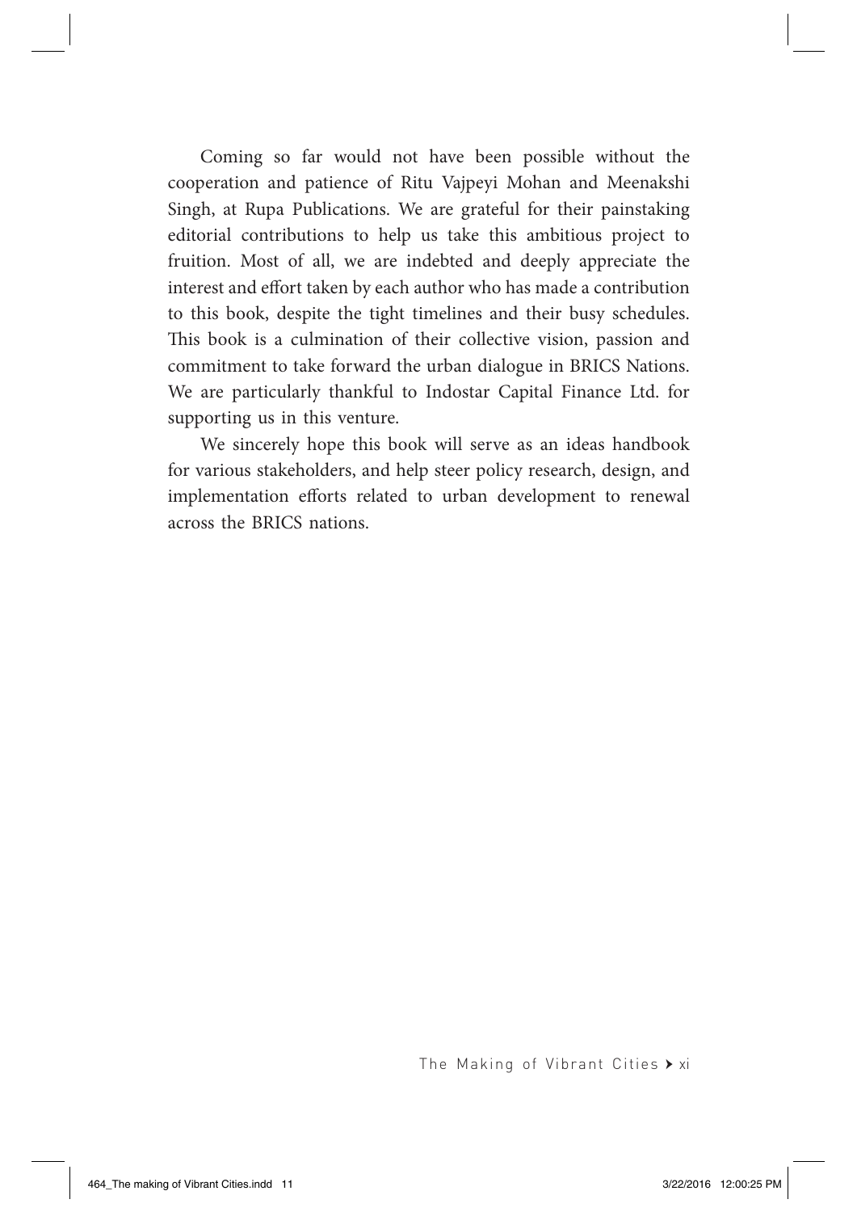Coming so far would not have been possible without the cooperation and patience of Ritu Vajpeyi Mohan and Meenakshi Singh, at Rupa Publications. We are grateful for their painstaking editorial contributions to help us take this ambitious project to fruition. Most of all, we are indebted and deeply appreciate the interest and effort taken by each author who has made a contribution to this book, despite the tight timelines and their busy schedules. This book is a culmination of their collective vision, passion and commitment to take forward the urban dialogue in BRICS Nations. We are particularly thankful to Indostar Capital Finance Ltd. for supporting us in this venture.

We sincerely hope this book will serve as an ideas handbook for various stakeholders, and help steer policy research, design, and implementation efforts related to urban development to renewal across the BRICS nations.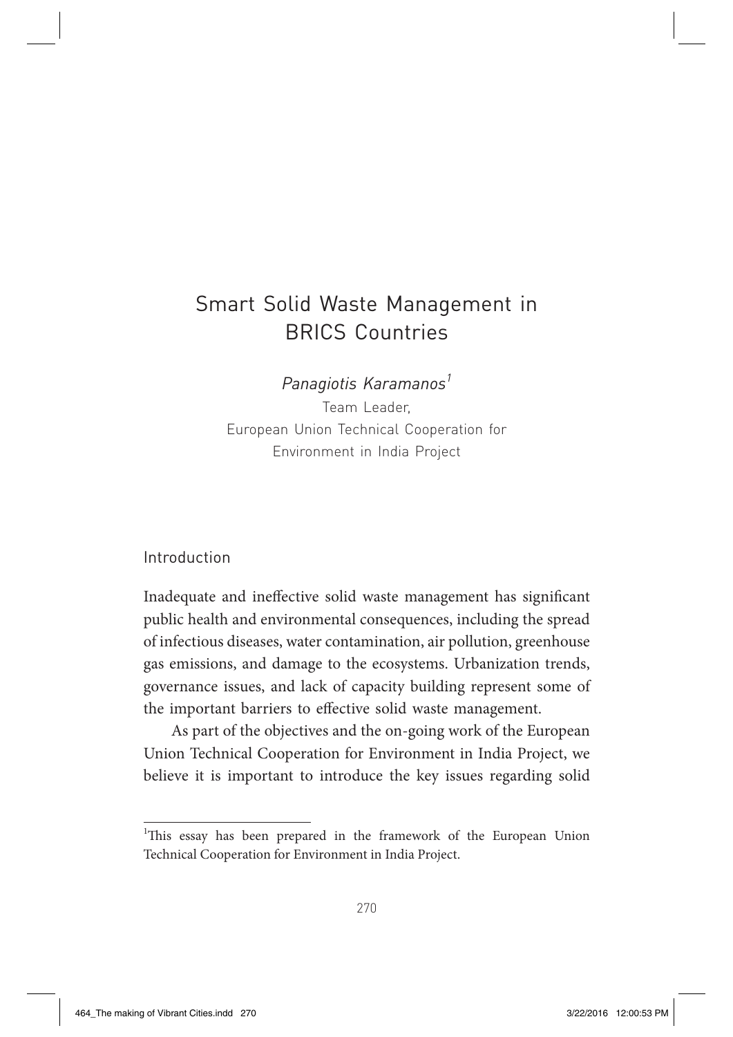# Smart Solid Waste Management in BRICS Countries

*Panagiotis Karamanos*[1]

Team Leader,
European Union Technical Cooperation for Environment in India Project

## Introduction

Inadequate and ineffective solid waste management has significant public health and environmental consequences, including the spread of infectious diseases, water contamination, air pollution, greenhouse gas emissions, and damage to the ecosystems. Urbanization trends, governance issues, and lack of capacity building represent some of the important barriers to effective solid waste management.

As part of the objectives and the on-going work of the European Union Technical Cooperation for Environment in India Project, we believe it is important to introduce the key issues regarding solid

---

[1] This essay has been prepared in the framework of the European Union Technical Cooperation for Environment in India Project.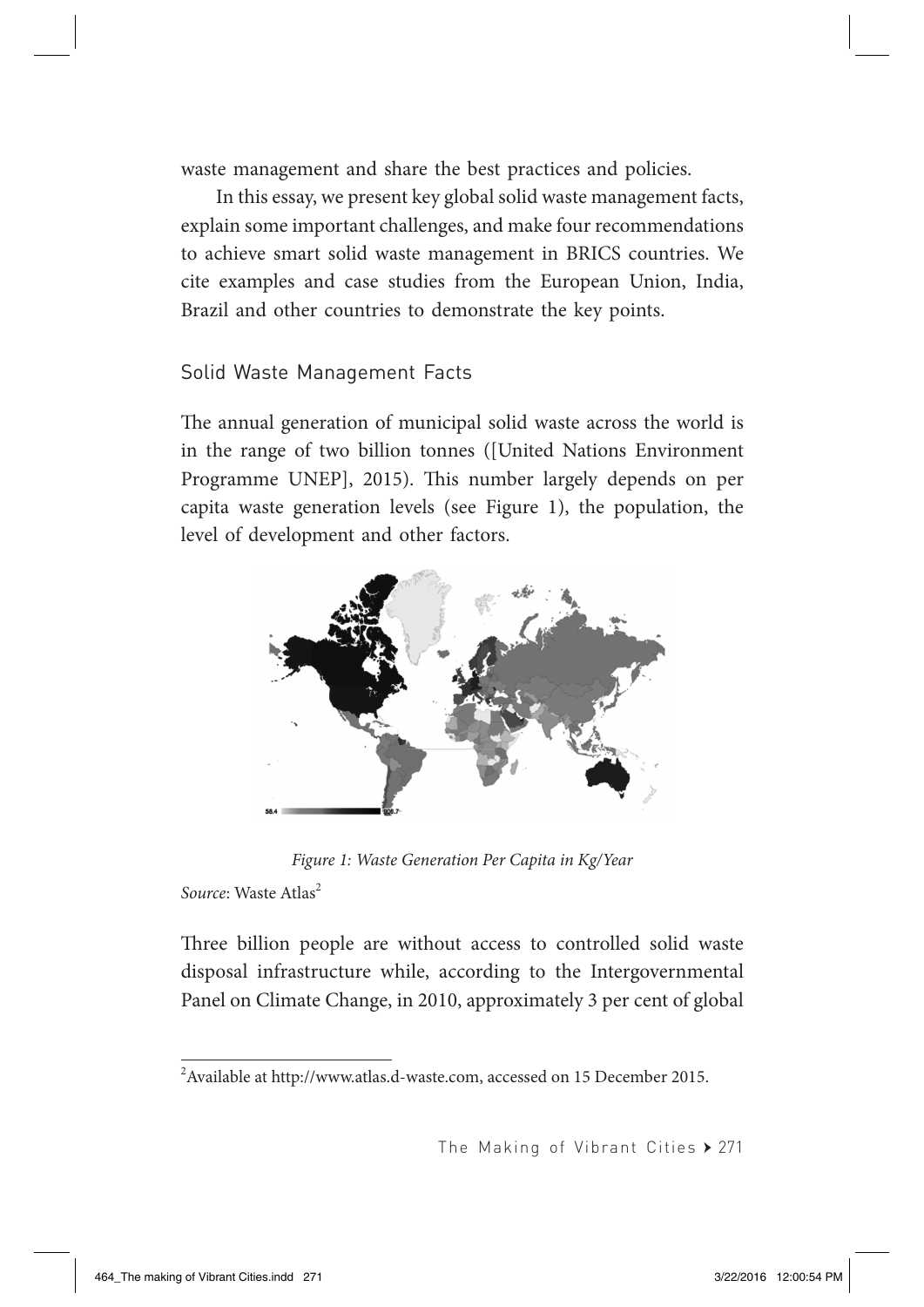waste management and share the best practices and policies.

In this essay, we present key global solid waste management facts, explain some important challenges, and make four recommendations to achieve smart solid waste management in BRICS countries. We cite examples and case studies from the European Union, India, Brazil and other countries to demonstrate the key points.

## Solid Waste Management Facts

The annual generation of municipal solid waste across the world is in the range of two billion tonnes ([United Nations Environment Programme UNEP], 2015). This number largely depends on per capita waste generation levels (see Figure 1), the population, the level of development and other factors.

*Figure 1: Waste Generation Per Capita in Kg/Year*

*Source*: Waste Atlas[2]

Three billion people are without access to controlled solid waste disposal infrastructure while, according to the Intergovernmental Panel on Climate Change, in 2010, approximately 3 per cent of global

[2] Available at http://www.atlas.d-waste.com, accessed on 15 December 2015.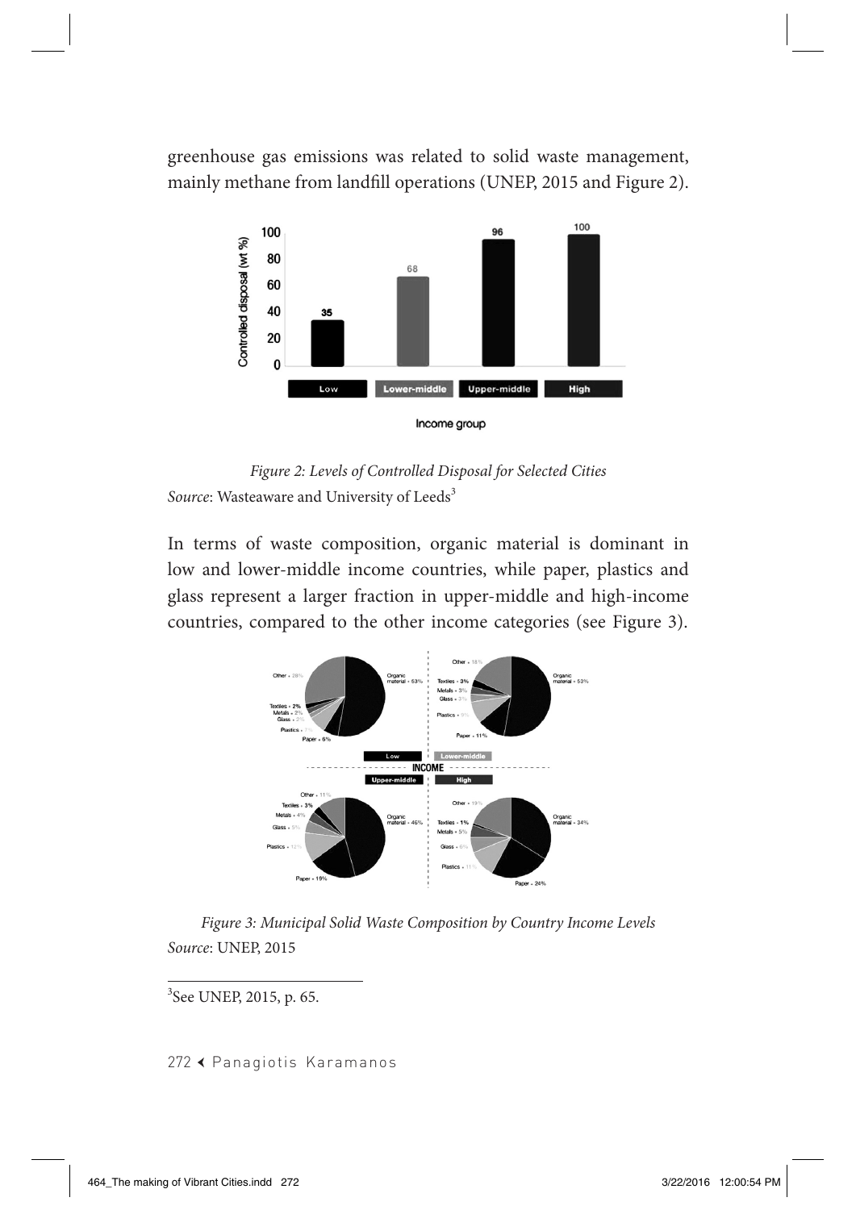greenhouse gas emissions was related to solid waste management, mainly methane from landfill operations (UNEP, 2015 and Figure 2).

*Figure 2: Levels of Controlled Disposal for Selected Cities*
*Source*: Wasteaware and University of Leeds[3]

In terms of waste composition, organic material is dominant in low and lower-middle income countries, while paper, plastics and glass represent a larger fraction in upper-middle and high-income countries, compared to the other income categories (see Figure 3).

*Figure 3: Municipal Solid Waste Composition by Country Income Levels*
*Source*: UNEP, 2015

[3]See UNEP, 2015, p. 65.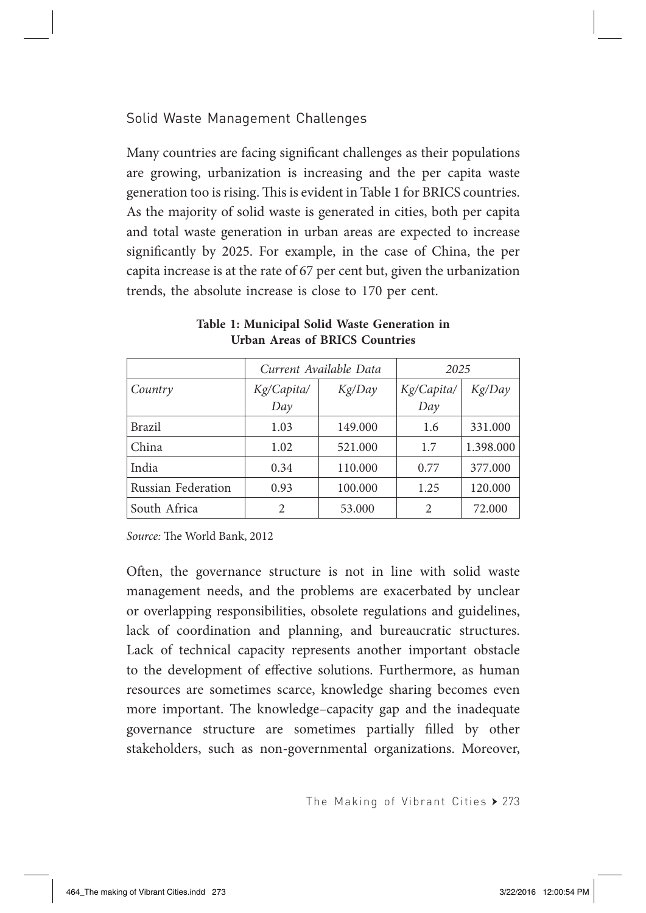## Solid Waste Management Challenges

Many countries are facing significant challenges as their populations are growing, urbanization is increasing and the per capita waste generation too is rising. This is evident in Table 1 for BRICS countries. As the majority of solid waste is generated in cities, both per capita and total waste generation in urban areas are expected to increase significantly by 2025. For example, in the case of China, the per capita increase is at the rate of 67 per cent but, given the urbanization trends, the absolute increase is close to 170 per cent.

**Table 1: Municipal Solid Waste Generation in Urban Areas of BRICS Countries**

| | *Current Available Data* | | *2025* | |
|---|---|---|---|---|
| *Country* | *Kg/Capita/Day* | *Kg/Day* | *Kg/Capita/Day* | *Kg/Day* |
| Brazil | 1.03 | 149.000 | 1.6 | 331.000 |
| China | 1.02 | 521.000 | 1.7 | 1.398.000 |
| India | 0.34 | 110.000 | 0.77 | 377.000 |
| Russian Federation | 0.93 | 100.000 | 1.25 | 120.000 |
| South Africa | 2 | 53.000 | 2 | 72.000 |

*Source:* The World Bank, 2012

Often, the governance structure is not in line with solid waste management needs, and the problems are exacerbated by unclear or overlapping responsibilities, obsolete regulations and guidelines, lack of coordination and planning, and bureaucratic structures. Lack of technical capacity represents another important obstacle to the development of effective solutions. Furthermore, as human resources are sometimes scarce, knowledge sharing becomes even more important. The knowledge–capacity gap and the inadequate governance structure are sometimes partially filled by other stakeholders, such as non-governmental organizations. Moreover,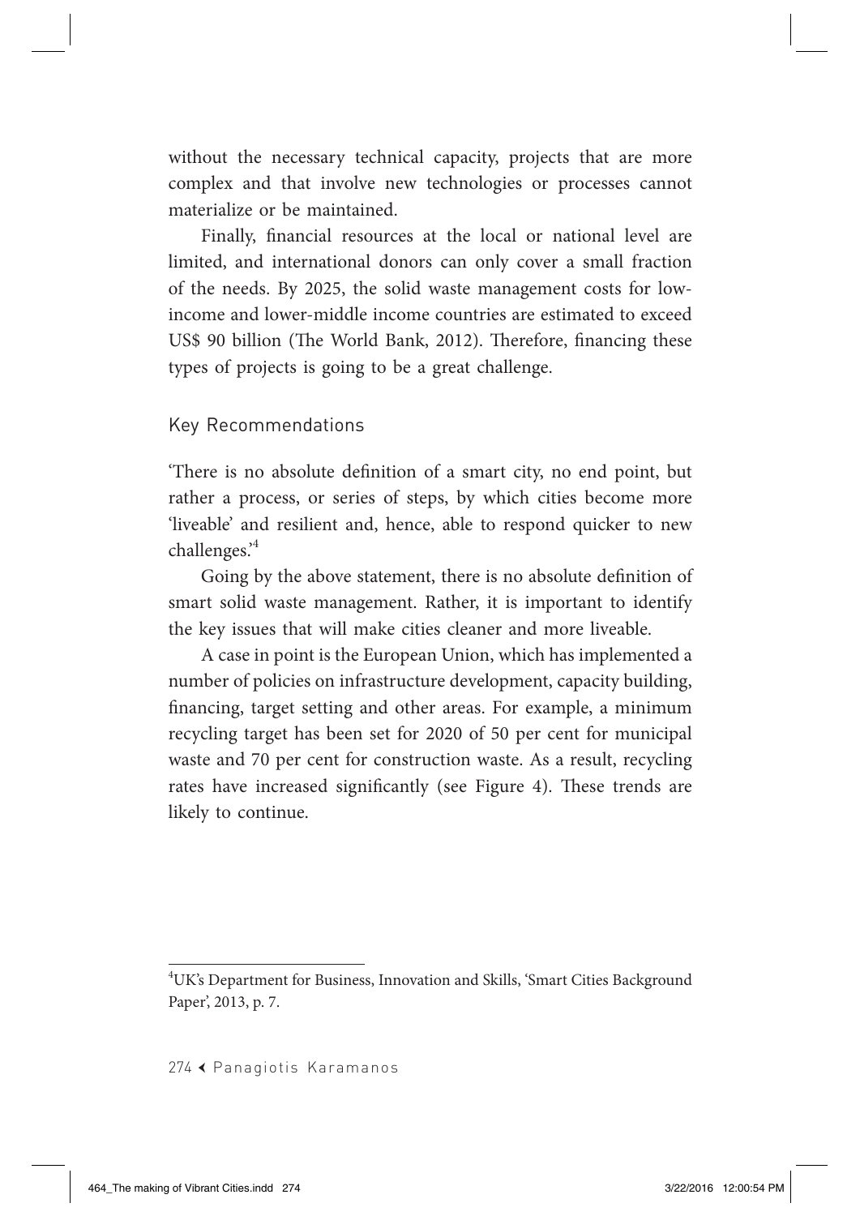without the necessary technical capacity, projects that are more complex and that involve new technologies or processes cannot materialize or be maintained.

Finally, financial resources at the local or national level are limited, and international donors can only cover a small fraction of the needs. By 2025, the solid waste management costs for low-income and lower-middle income countries are estimated to exceed US$ 90 billion (The World Bank, 2012). Therefore, financing these types of projects is going to be a great challenge.

## Key Recommendations

'There is no absolute definition of a smart city, no end point, but rather a process, or series of steps, by which cities become more 'liveable' and resilient and, hence, able to respond quicker to new challenges.'[4]

Going by the above statement, there is no absolute definition of smart solid waste management. Rather, it is important to identify the key issues that will make cities cleaner and more liveable.

A case in point is the European Union, which has implemented a number of policies on infrastructure development, capacity building, financing, target setting and other areas. For example, a minimum recycling target has been set for 2020 of 50 per cent for municipal waste and 70 per cent for construction waste. As a result, recycling rates have increased significantly (see Figure 4). These trends are likely to continue.

---

[4]UK's Department for Business, Innovation and Skills, 'Smart Cities Background Paper', 2013, p. 7.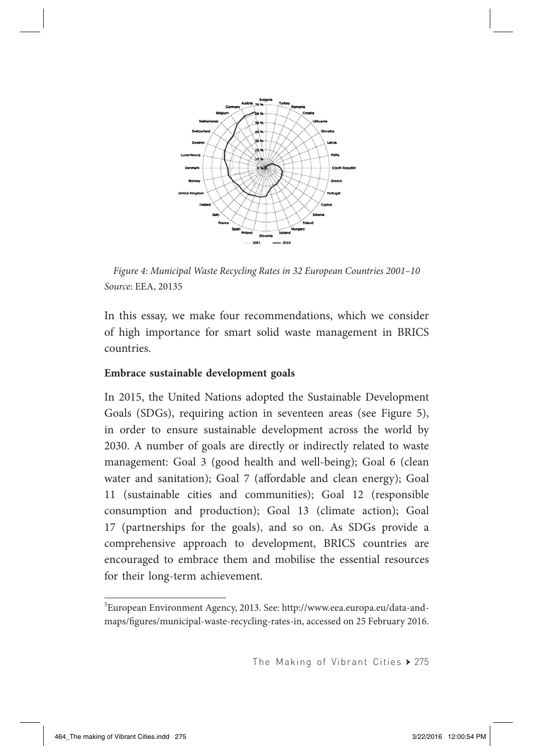*Figure 4: Municipal Waste Recycling Rates in 32 European Countries 2001–10*
*Source*: EEA, 2013[5]

In this essay, we make four recommendations, which we consider of high importance for smart solid waste management in BRICS countries.

**Embrace sustainable development goals**

In 2015, the United Nations adopted the Sustainable Development Goals (SDGs), requiring action in seventeen areas (see Figure 5), in order to ensure sustainable development across the world by 2030. A number of goals are directly or indirectly related to waste management: Goal 3 (good health and well-being); Goal 6 (clean water and sanitation); Goal 7 (affordable and clean energy); Goal 11 (sustainable cities and communities); Goal 12 (responsible consumption and production); Goal 13 (climate action); Goal 17 (partnerships for the goals), and so on. As SDGs provide a comprehensive approach to development, BRICS countries are encouraged to embrace them and mobilise the essential resources for their long-term achievement.

[5] European Environment Agency, 2013. See: http://www.eea.europa.eu/data-and-maps/figures/municipal-waste-recycling-rates-in, accessed on 25 February 2016.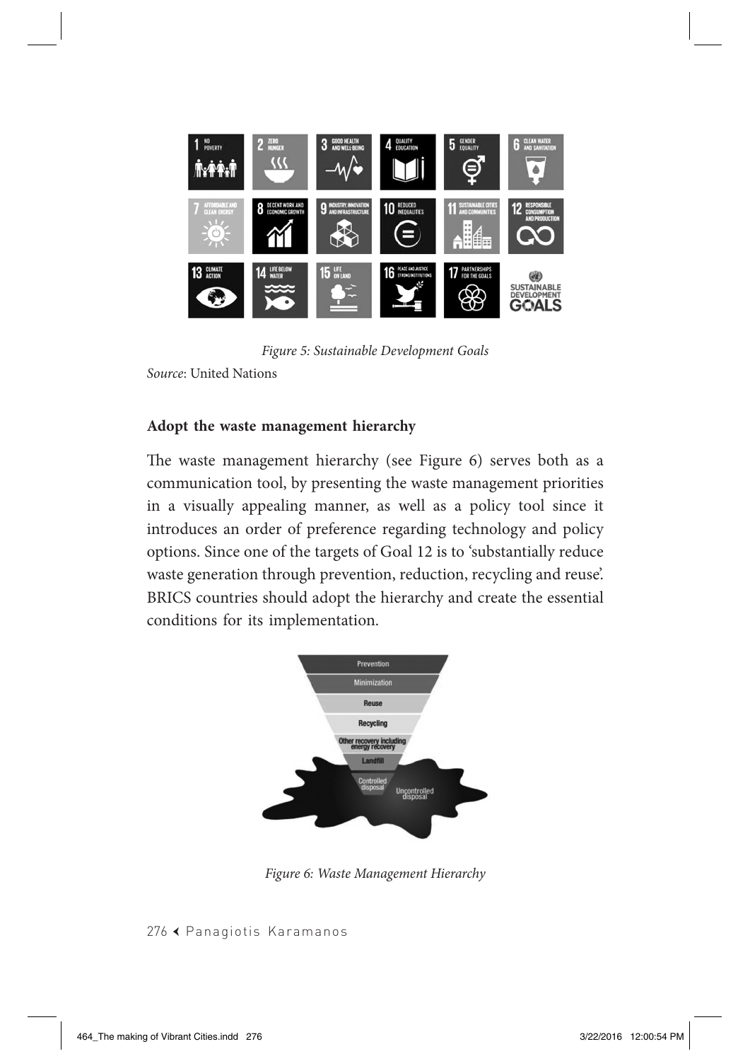*Figure 5: Sustainable Development Goals*

*Source*: United Nations

**Adopt the waste management hierarchy**

The waste management hierarchy (see Figure 6) serves both as a communication tool, by presenting the waste management priorities in a visually appealing manner, as well as a policy tool since it introduces an order of preference regarding technology and policy options. Since one of the targets of Goal 12 is to 'substantially reduce waste generation through prevention, reduction, recycling and reuse'. BRICS countries should adopt the hierarchy and create the essential conditions for its implementation.

*Figure 6: Waste Management Hierarchy*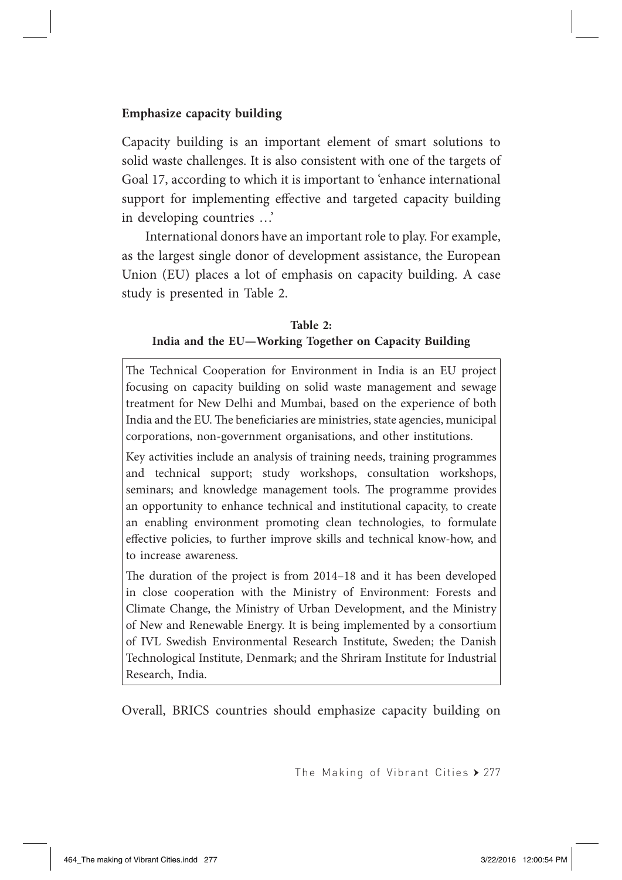**Emphasize capacity building**

Capacity building is an important element of smart solutions to solid waste challenges. It is also consistent with one of the targets of Goal 17, according to which it is important to 'enhance international support for implementing effective and targeted capacity building in developing countries …'

International donors have an important role to play. For example, as the largest single donor of development assistance, the European Union (EU) places a lot of emphasis on capacity building. A case study is presented in Table 2.

**Table 2:**
**India and the EU—Working Together on Capacity Building**

| |
|---|
| The Technical Cooperation for Environment in India is an EU project focusing on capacity building on solid waste management and sewage treatment for New Delhi and Mumbai, based on the experience of both India and the EU. The beneficiaries are ministries, state agencies, municipal corporations, non-government organisations, and other institutions. |
| Key activities include an analysis of training needs, training programmes and technical support; study workshops, consultation workshops, seminars; and knowledge management tools. The programme provides an opportunity to enhance technical and institutional capacity, to create an enabling environment promoting clean technologies, to formulate effective policies, to further improve skills and technical know-how, and to increase awareness. |
| The duration of the project is from 2014–18 and it has been developed in close cooperation with the Ministry of Environment: Forests and Climate Change, the Ministry of Urban Development, and the Ministry of New and Renewable Energy. It is being implemented by a consortium of IVL Swedish Environmental Research Institute, Sweden; the Danish Technological Institute, Denmark; and the Shriram Institute for Industrial Research, India. |

Overall, BRICS countries should emphasize capacity building on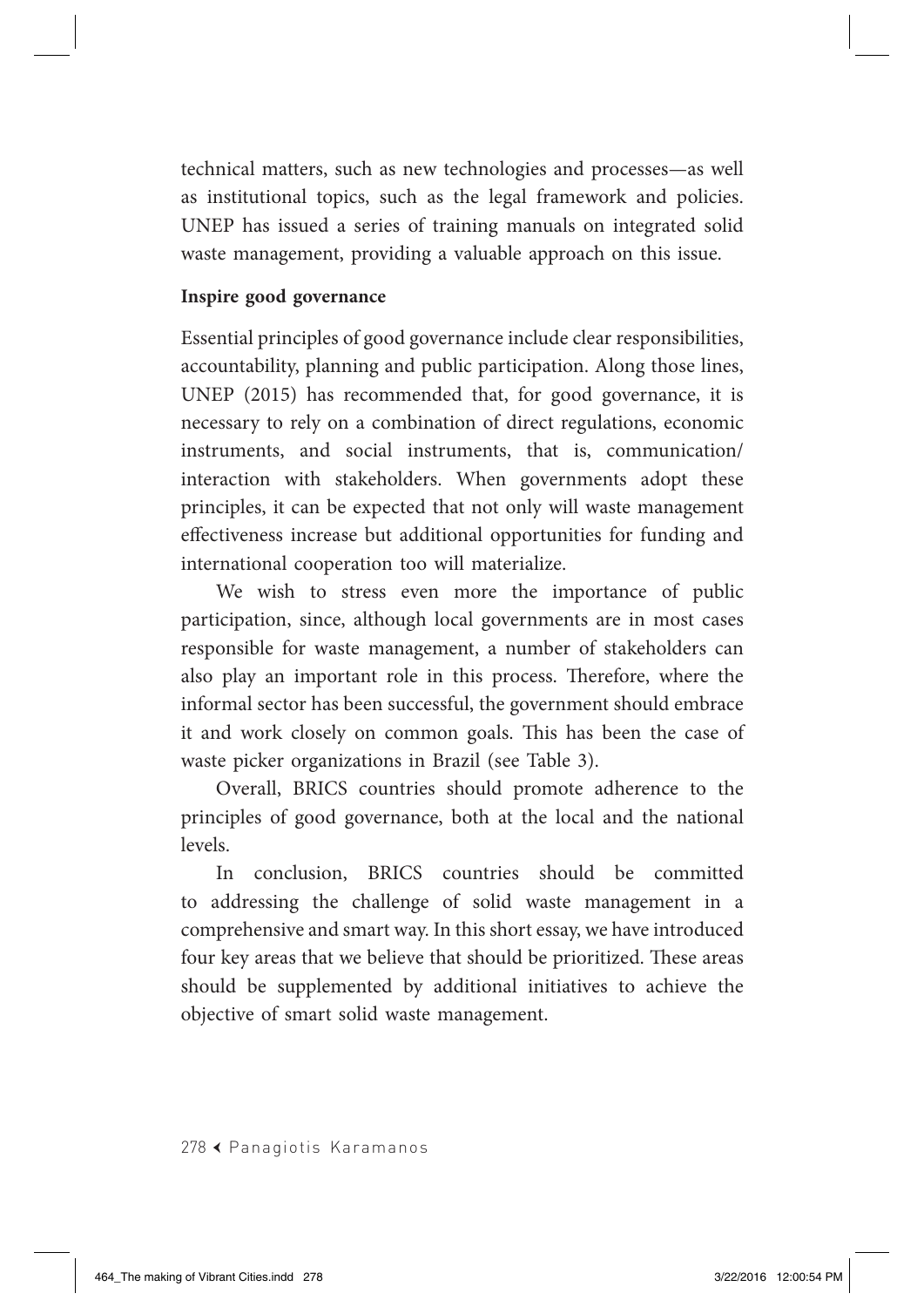technical matters, such as new technologies and processes—as well as institutional topics, such as the legal framework and policies. UNEP has issued a series of training manuals on integrated solid waste management, providing a valuable approach on this issue.

**Inspire good governance**

Essential principles of good governance include clear responsibilities, accountability, planning and public participation. Along those lines, UNEP (2015) has recommended that, for good governance, it is necessary to rely on a combination of direct regulations, economic instruments, and social instruments, that is, communication/interaction with stakeholders. When governments adopt these principles, it can be expected that not only will waste management effectiveness increase but additional opportunities for funding and international cooperation too will materialize.

We wish to stress even more the importance of public participation, since, although local governments are in most cases responsible for waste management, a number of stakeholders can also play an important role in this process. Therefore, where the informal sector has been successful, the government should embrace it and work closely on common goals. This has been the case of waste picker organizations in Brazil (see Table 3).

Overall, BRICS countries should promote adherence to the principles of good governance, both at the local and the national levels.

In conclusion, BRICS countries should be committed to addressing the challenge of solid waste management in a comprehensive and smart way. In this short essay, we have introduced four key areas that we believe that should be prioritized. These areas should be supplemented by additional initiatives to achieve the objective of smart solid waste management.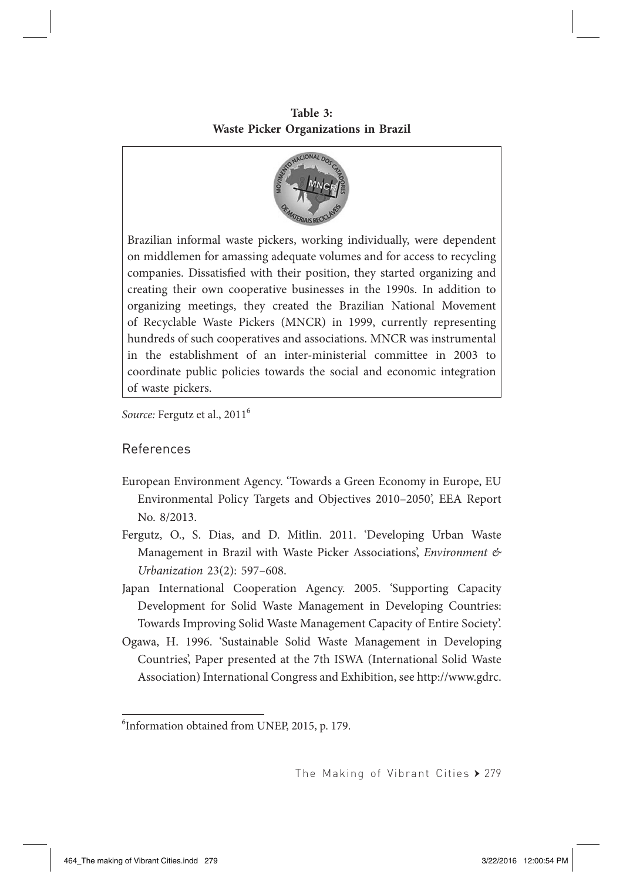**Table 3:**
**Waste Picker Organizations in Brazil**

Brazilian informal waste pickers, working individually, were dependent on middlemen for amassing adequate volumes and for access to recycling companies. Dissatisfied with their position, they started organizing and creating their own cooperative businesses in the 1990s. In addition to organizing meetings, they created the Brazilian National Movement of Recyclable Waste Pickers (MNCR) in 1999, currently representing hundreds of such cooperatives and associations. MNCR was instrumental in the establishment of an inter-ministerial committee in 2003 to coordinate public policies towards the social and economic integration of waste pickers.

*Source:* Fergutz et al., 2011[6]

## References

European Environment Agency. 'Towards a Green Economy in Europe, EU Environmental Policy Targets and Objectives 2010–2050', EEA Report No. 8/2013.

Fergutz, O., S. Dias, and D. Mitlin. 2011. 'Developing Urban Waste Management in Brazil with Waste Picker Associations', *Environment & Urbanization* 23(2): 597–608.

Japan International Cooperation Agency. 2005. 'Supporting Capacity Development for Solid Waste Management in Developing Countries: Towards Improving Solid Waste Management Capacity of Entire Society'.

Ogawa, H. 1996. 'Sustainable Solid Waste Management in Developing Countries', Paper presented at the 7th ISWA (International Solid Waste Association) International Congress and Exhibition, see http://www.gdrc.

---

[6]Information obtained from UNEP, 2015, p. 179.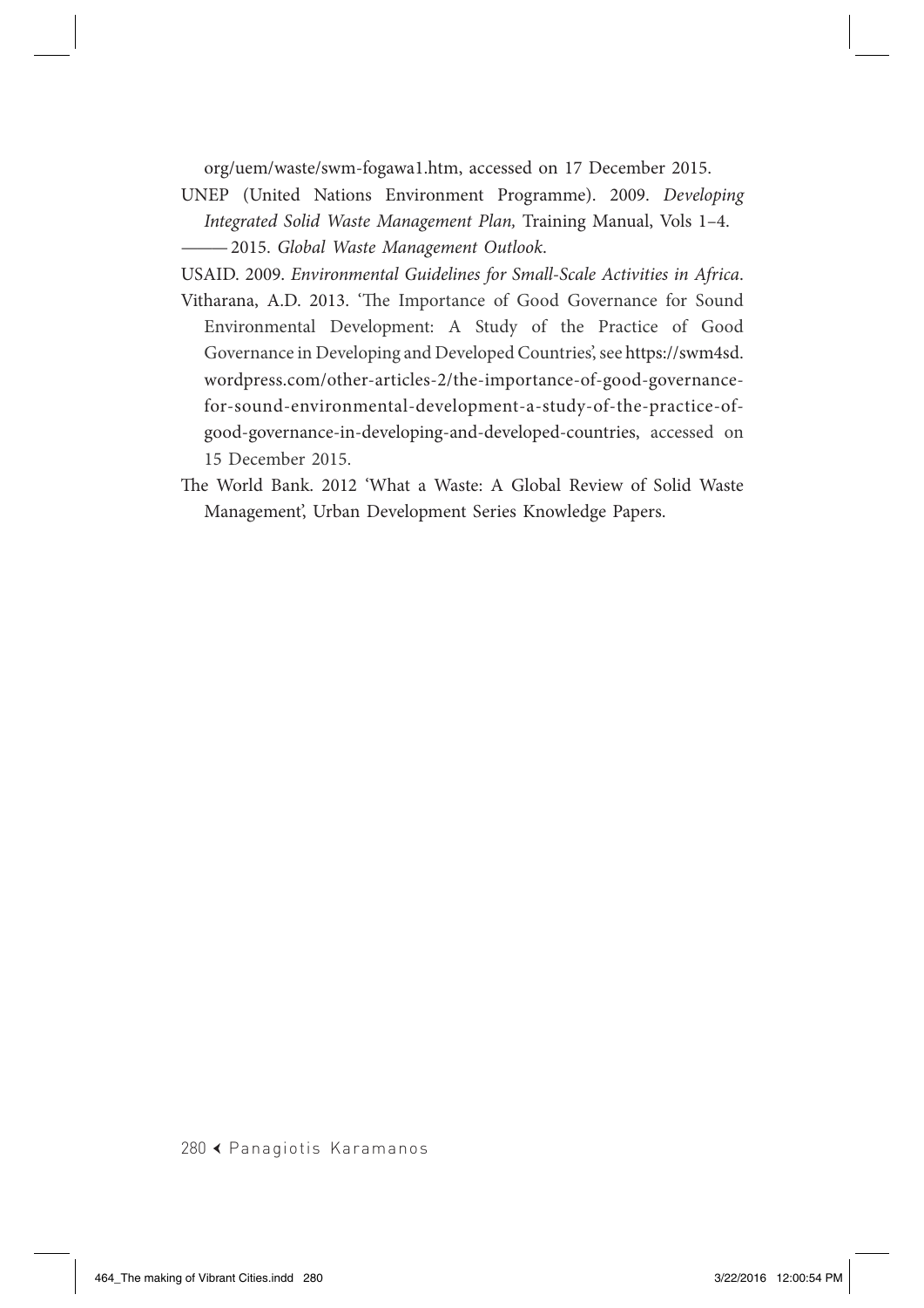org/uem/waste/swm-fogawa1.htm, accessed on 17 December 2015.

UNEP (United Nations Environment Programme). 2009. *Developing Integrated Solid Waste Management Plan,* Training Manual, Vols 1–4.

——— 2015. *Global Waste Management Outlook*.

USAID. 2009. *Environmental Guidelines for Small-Scale Activities in Africa*.

Vitharana, A.D. 2013. 'The Importance of Good Governance for Sound Environmental Development: A Study of the Practice of Good Governance in Developing and Developed Countries', see https://swm4sd.wordpress.com/other-articles-2/the-importance-of-good-governance-for-sound-environmental-development-a-study-of-the-practice-of-good-governance-in-developing-and-developed-countries, accessed on 15 December 2015.

The World Bank. 2012 'What a Waste: A Global Review of Solid Waste Management', Urban Development Series Knowledge Papers.